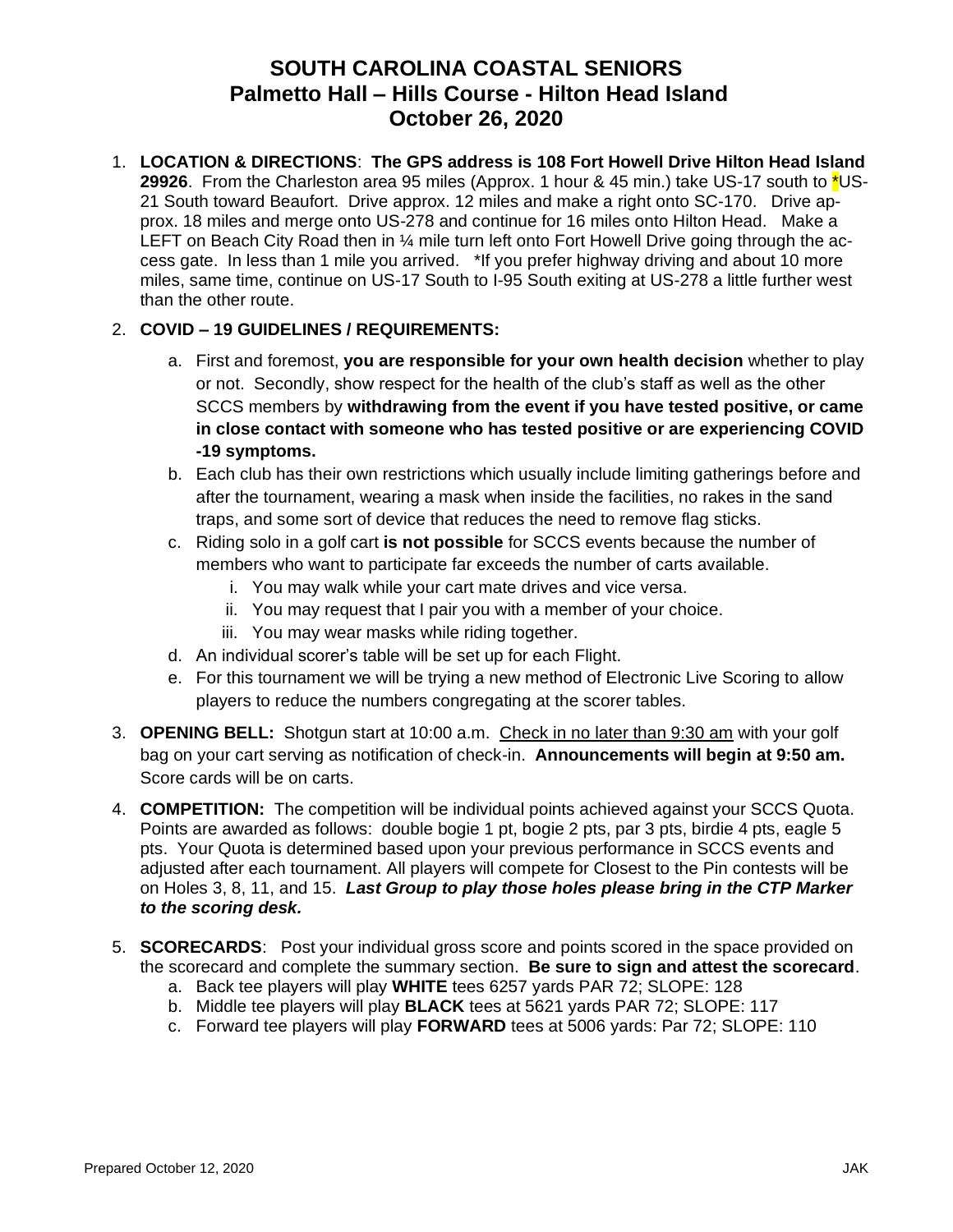# SOUTH CAROLINA COASTAL SENIORS
# Palmetto Hall – Hills Course - Hilton Head Island
# October 26, 2020

1. **LOCATION & DIRECTIONS**: **The GPS address is 108 Fort Howell Drive Hilton Head Island 29926**. From the Charleston area 95 miles (Approx. 1 hour & 45 min.) take US-17 south to *US-21 South toward Beaufort. Drive approx. 12 miles and make a right onto SC-170. Drive approx. 18 miles and merge onto US-278 and continue for 16 miles onto Hilton Head. Make a LEFT on Beach City Road then in ¼ mile turn left onto Fort Howell Drive going through the access gate. In less than 1 mile you arrived. *If you prefer highway driving and about 10 more miles, same time, continue on US-17 South to I-95 South exiting at US-278 a little further west than the other route.

2. **COVID – 19 GUIDELINES / REQUIREMENTS:**
   a. First and foremost, **you are responsible for your own health decision** whether to play or not. Secondly, show respect for the health of the club's staff as well as the other SCCS members by **withdrawing from the event if you have tested positive, or came in close contact with someone who has tested positive or are experiencing COVID -19 symptoms.**
   b. Each club has their own restrictions which usually include limiting gatherings before and after the tournament, wearing a mask when inside the facilities, no rakes in the sand traps, and some sort of device that reduces the need to remove flag sticks.
   c. Riding solo in a golf cart **is not possible** for SCCS events because the number of members who want to participate far exceeds the number of carts available.
      i. You may walk while your cart mate drives and vice versa.
      ii. You may request that I pair you with a member of your choice.
      iii. You may wear masks while riding together.
   d. An individual scorer's table will be set up for each Flight.
   e. For this tournament we will be trying a new method of Electronic Live Scoring to allow players to reduce the numbers congregating at the scorer tables.

3. **OPENING BELL:** Shotgun start at 10:00 a.m. Check in no later than 9:30 am with your golf bag on your cart serving as notification of check-in. **Announcements will begin at 9:50 am.** Score cards will be on carts.

4. **COMPETITION:** The competition will be individual points achieved against your SCCS Quota. Points are awarded as follows: double bogie 1 pt, bogie 2 pts, par 3 pts, birdie 4 pts, eagle 5 pts. Your Quota is determined based upon your previous performance in SCCS events and adjusted after each tournament. All players will compete for Closest to the Pin contests will be on Holes 3, 8, 11, and 15. ***Last Group to play those holes please bring in the CTP Marker to the scoring desk.***

5. **SCORECARDS**: Post your individual gross score and points scored in the space provided on the scorecard and complete the summary section. **Be sure to sign and attest the scorecard**.
   a. Back tee players will play **WHITE** tees 6257 yards PAR 72; SLOPE: 128
   b. Middle tee players will play **BLACK** tees at 5621 yards PAR 72; SLOPE: 117
   c. Forward tee players will play **FORWARD** tees at 5006 yards: Par 72; SLOPE: 110

Prepared October 12, 2020 JAK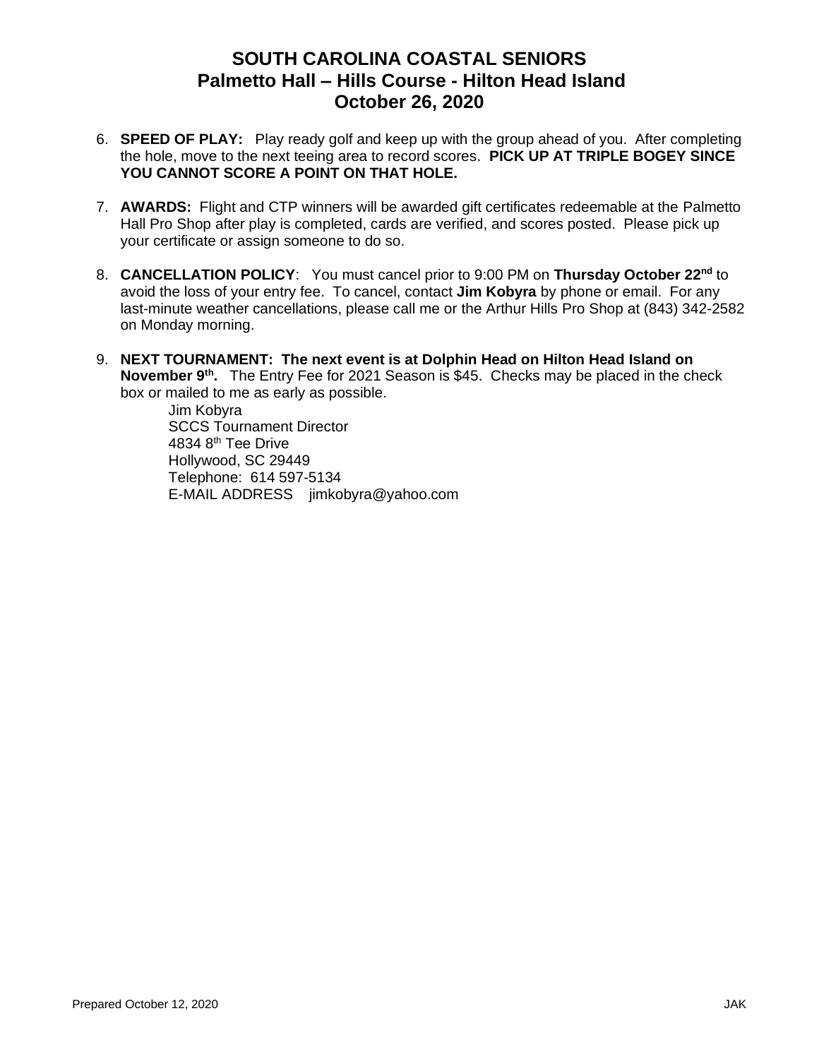# SOUTH CAROLINA COASTAL SENIORS
## Palmetto Hall – Hills Course - Hilton Head Island
## October 26, 2020

6. **SPEED OF PLAY:** Play ready golf and keep up with the group ahead of you. After completing the hole, move to the next teeing area to record scores. **PICK UP AT TRIPLE BOGEY SINCE YOU CANNOT SCORE A POINT ON THAT HOLE.**

7. **AWARDS:** Flight and CTP winners will be awarded gift certificates redeemable at the Palmetto Hall Pro Shop after play is completed, cards are verified, and scores posted. Please pick up your certificate or assign someone to do so.

8. **CANCELLATION POLICY**: You must cancel prior to 9:00 PM on **Thursday October 22nd** to avoid the loss of your entry fee. To cancel, contact **Jim Kobyra** by phone or email. For any last-minute weather cancellations, please call me or the Arthur Hills Pro Shop at (843) 342-2582 on Monday morning.

9. **NEXT TOURNAMENT: The next event is at Dolphin Head on Hilton Head Island on November 9th.** The Entry Fee for 2021 Season is $45. Checks may be placed in the check box or mailed to me as early as possible.

   Jim Kobyra
   SCCS Tournament Director
   4834 8th Tee Drive
   Hollywood, SC 29449
   Telephone: 614 597-5134
   E-MAIL ADDRESS jimkobyra@yahoo.com

Prepared October 12, 2020 JAK